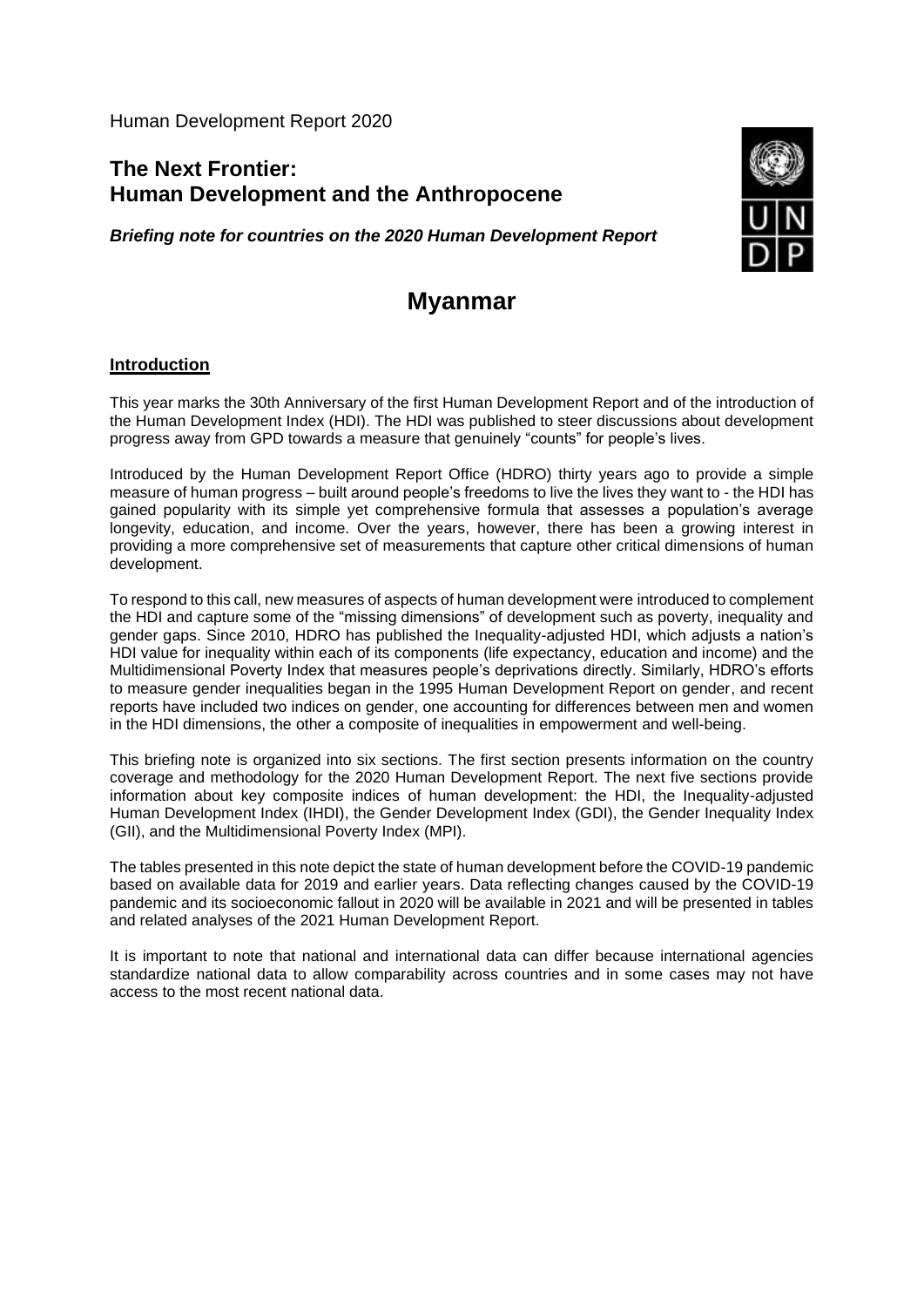Human Development Report 2020

## The Next Frontier: Human Development and the Anthropocene

***Briefing note for countries on the 2020 Human Development Report***

# Myanmar

## Introduction

This year marks the 30th Anniversary of the first Human Development Report and of the introduction of the Human Development Index (HDI). The HDI was published to steer discussions about development progress away from GPD towards a measure that genuinely "counts" for people's lives.

Introduced by the Human Development Report Office (HDRO) thirty years ago to provide a simple measure of human progress – built around people's freedoms to live the lives they want to - the HDI has gained popularity with its simple yet comprehensive formula that assesses a population's average longevity, education, and income. Over the years, however, there has been a growing interest in providing a more comprehensive set of measurements that capture other critical dimensions of human development.

To respond to this call, new measures of aspects of human development were introduced to complement the HDI and capture some of the "missing dimensions" of development such as poverty, inequality and gender gaps. Since 2010, HDRO has published the Inequality-adjusted HDI, which adjusts a nation's HDI value for inequality within each of its components (life expectancy, education and income) and the Multidimensional Poverty Index that measures people's deprivations directly. Similarly, HDRO's efforts to measure gender inequalities began in the 1995 Human Development Report on gender, and recent reports have included two indices on gender, one accounting for differences between men and women in the HDI dimensions, the other a composite of inequalities in empowerment and well-being.

This briefing note is organized into six sections. The first section presents information on the country coverage and methodology for the 2020 Human Development Report. The next five sections provide information about key composite indices of human development: the HDI, the Inequality-adjusted Human Development Index (IHDI), the Gender Development Index (GDI), the Gender Inequality Index (GII), and the Multidimensional Poverty Index (MPI).

The tables presented in this note depict the state of human development before the COVID-19 pandemic based on available data for 2019 and earlier years. Data reflecting changes caused by the COVID-19 pandemic and its socioeconomic fallout in 2020 will be available in 2021 and will be presented in tables and related analyses of the 2021 Human Development Report.

It is important to note that national and international data can differ because international agencies standardize national data to allow comparability across countries and in some cases may not have access to the most recent national data.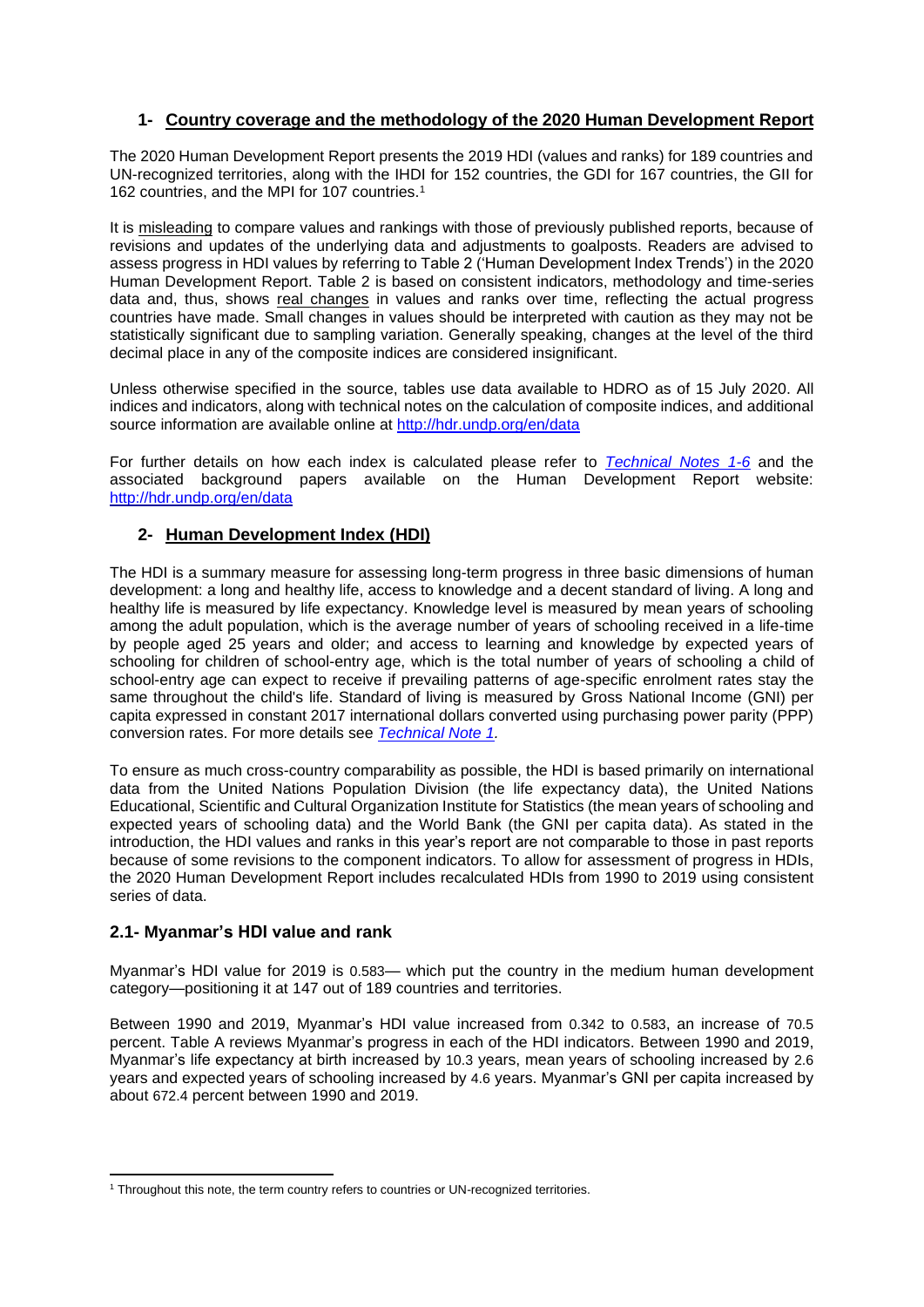## 1- Country coverage and the methodology of the 2020 Human Development Report

The 2020 Human Development Report presents the 2019 HDI (values and ranks) for 189 countries and UN-recognized territories, along with the IHDI for 152 countries, the GDI for 167 countries, the GII for 162 countries, and the MPI for 107 countries.[1]

It is misleading to compare values and rankings with those of previously published reports, because of revisions and updates of the underlying data and adjustments to goalposts. Readers are advised to assess progress in HDI values by referring to Table 2 ('Human Development Index Trends') in the 2020 Human Development Report. Table 2 is based on consistent indicators, methodology and time-series data and, thus, shows real changes in values and ranks over time, reflecting the actual progress countries have made. Small changes in values should be interpreted with caution as they may not be statistically significant due to sampling variation. Generally speaking, changes at the level of the third decimal place in any of the composite indices are considered insignificant.

Unless otherwise specified in the source, tables use data available to HDRO as of 15 July 2020. All indices and indicators, along with technical notes on the calculation of composite indices, and additional source information are available online at http://hdr.undp.org/en/data

For further details on how each index is calculated please refer to *Technical Notes 1-6* and the associated background papers available on the Human Development Report website: http://hdr.undp.org/en/data

## 2- Human Development Index (HDI)

The HDI is a summary measure for assessing long-term progress in three basic dimensions of human development: a long and healthy life, access to knowledge and a decent standard of living. A long and healthy life is measured by life expectancy. Knowledge level is measured by mean years of schooling among the adult population, which is the average number of years of schooling received in a life-time by people aged 25 years and older; and access to learning and knowledge by expected years of schooling for children of school-entry age, which is the total number of years of schooling a child of school-entry age can expect to receive if prevailing patterns of age-specific enrolment rates stay the same throughout the child's life. Standard of living is measured by Gross National Income (GNI) per capita expressed in constant 2017 international dollars converted using purchasing power parity (PPP) conversion rates. For more details see *Technical Note 1*.

To ensure as much cross-country comparability as possible, the HDI is based primarily on international data from the United Nations Population Division (the life expectancy data), the United Nations Educational, Scientific and Cultural Organization Institute for Statistics (the mean years of schooling and expected years of schooling data) and the World Bank (the GNI per capita data). As stated in the introduction, the HDI values and ranks in this year's report are not comparable to those in past reports because of some revisions to the component indicators. To allow for assessment of progress in HDIs, the 2020 Human Development Report includes recalculated HDIs from 1990 to 2019 using consistent series of data.

### 2.1- Myanmar's HDI value and rank

Myanmar's HDI value for 2019 is 0.583— which put the country in the medium human development category—positioning it at 147 out of 189 countries and territories.

Between 1990 and 2019, Myanmar's HDI value increased from 0.342 to 0.583, an increase of 70.5 percent. Table A reviews Myanmar's progress in each of the HDI indicators. Between 1990 and 2019, Myanmar's life expectancy at birth increased by 10.3 years, mean years of schooling increased by 2.6 years and expected years of schooling increased by 4.6 years. Myanmar's GNI per capita increased by about 672.4 percent between 1990 and 2019.

[1] Throughout this note, the term country refers to countries or UN-recognized territories.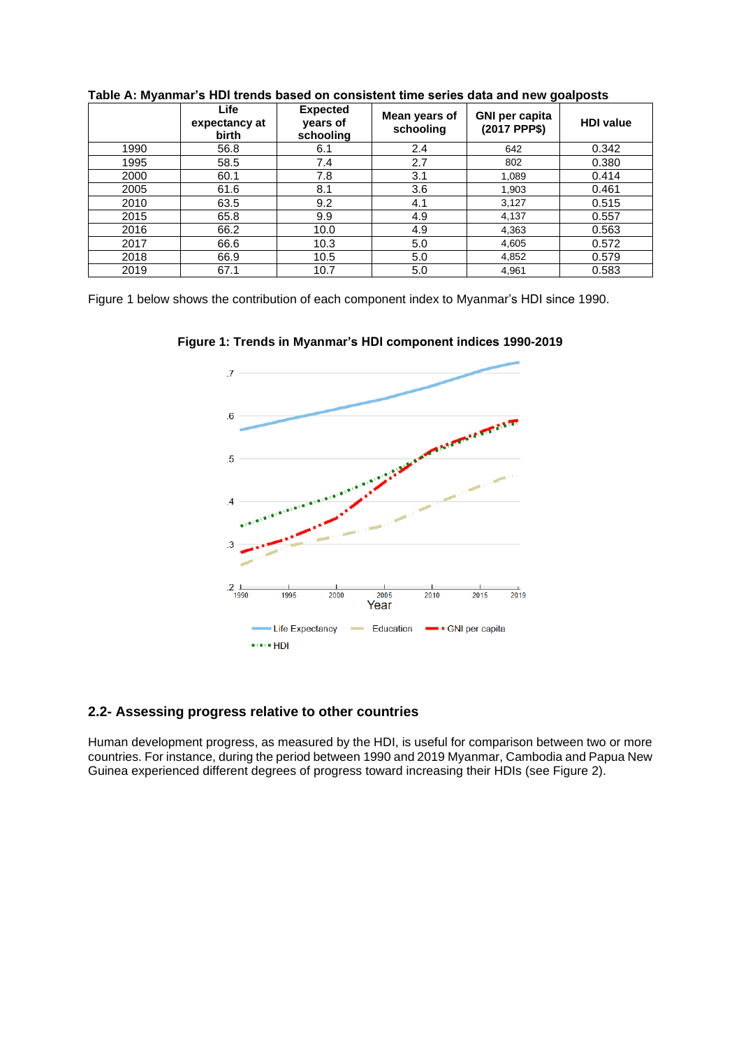**Table A: Myanmar's HDI trends based on consistent time series data and new goalposts**

| | Life expectancy at birth | Expected years of schooling | Mean years of schooling | GNI per capita (2017 PPP$) | HDI value |
|---|---|---|---|---|---|
| 1990 | 56.8 | 6.1 | 2.4 | 642 | 0.342 |
| 1995 | 58.5 | 7.4 | 2.7 | 802 | 0.380 |
| 2000 | 60.1 | 7.8 | 3.1 | 1,089 | 0.414 |
| 2005 | 61.6 | 8.1 | 3.6 | 1,903 | 0.461 |
| 2010 | 63.5 | 9.2 | 4.1 | 3,127 | 0.515 |
| 2015 | 65.8 | 9.9 | 4.9 | 4,137 | 0.557 |
| 2016 | 66.2 | 10.0 | 4.9 | 4,363 | 0.563 |
| 2017 | 66.6 | 10.3 | 5.0 | 4,605 | 0.572 |
| 2018 | 66.9 | 10.5 | 5.0 | 4,852 | 0.579 |
| 2019 | 67.1 | 10.7 | 5.0 | 4,961 | 0.583 |

Figure 1 below shows the contribution of each component index to Myanmar's HDI since 1990.

**Figure 1: Trends in Myanmar's HDI component indices 1990-2019**

## 2.2- Assessing progress relative to other countries

Human development progress, as measured by the HDI, is useful for comparison between two or more countries. For instance, during the period between 1990 and 2019 Myanmar, Cambodia and Papua New Guinea experienced different degrees of progress toward increasing their HDIs (see Figure 2).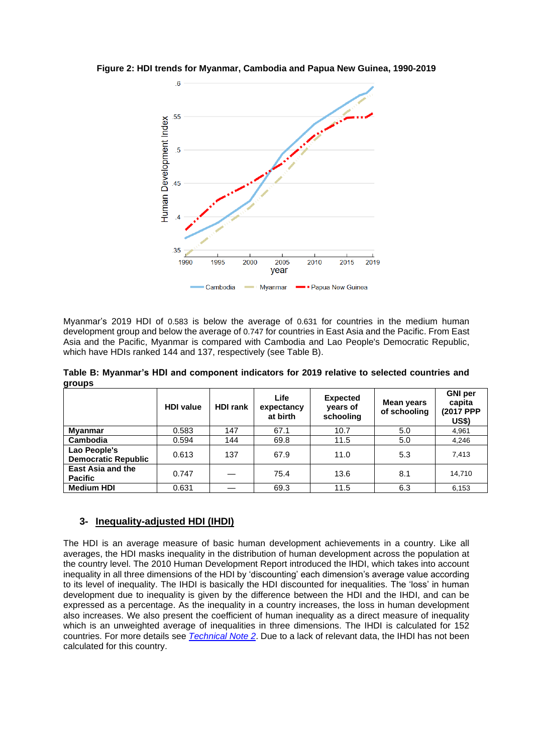**Figure 2: HDI trends for Myanmar, Cambodia and Papua New Guinea, 1990-2019**

Myanmar's 2019 HDI of 0.583 is below the average of 0.631 for countries in the medium human development group and below the average of 0.747 for countries in East Asia and the Pacific. From East Asia and the Pacific, Myanmar is compared with Cambodia and Lao People's Democratic Republic, which have HDIs ranked 144 and 137, respectively (see Table B).

**Table B: Myanmar's HDI and component indicators for 2019 relative to selected countries and groups**

| | HDI value | HDI rank | Life expectancy at birth | Expected years of schooling | Mean years of schooling | GNI per capita (2017 PPP US$) |
|---|---|---|---|---|---|---|
| **Myanmar** | 0.583 | 147 | 67.1 | 10.7 | 5.0 | 4,961 |
| **Cambodia** | 0.594 | 144 | 69.8 | 11.5 | 5.0 | 4,246 |
| **Lao People's Democratic Republic** | 0.613 | 137 | 67.9 | 11.0 | 5.3 | 7,413 |
| **East Asia and the Pacific** | 0.747 | — | 75.4 | 13.6 | 8.1 | 14,710 |
| **Medium HDI** | 0.631 | — | 69.3 | 11.5 | 6.3 | 6,153 |

## 3- Inequality-adjusted HDI (IHDI)

The HDI is an average measure of basic human development achievements in a country. Like all averages, the HDI masks inequality in the distribution of human development across the population at the country level. The 2010 Human Development Report introduced the IHDI, which takes into account inequality in all three dimensions of the HDI by 'discounting' each dimension's average value according to its level of inequality. The IHDI is basically the HDI discounted for inequalities. The 'loss' in human development due to inequality is given by the difference between the HDI and the IHDI, and can be expressed as a percentage. As the inequality in a country increases, the loss in human development also increases. We also present the coefficient of human inequality as a direct measure of inequality which is an unweighted average of inequalities in three dimensions. The IHDI is calculated for 152 countries. For more details see *Technical Note 2*. Due to a lack of relevant data, the IHDI has not been calculated for this country.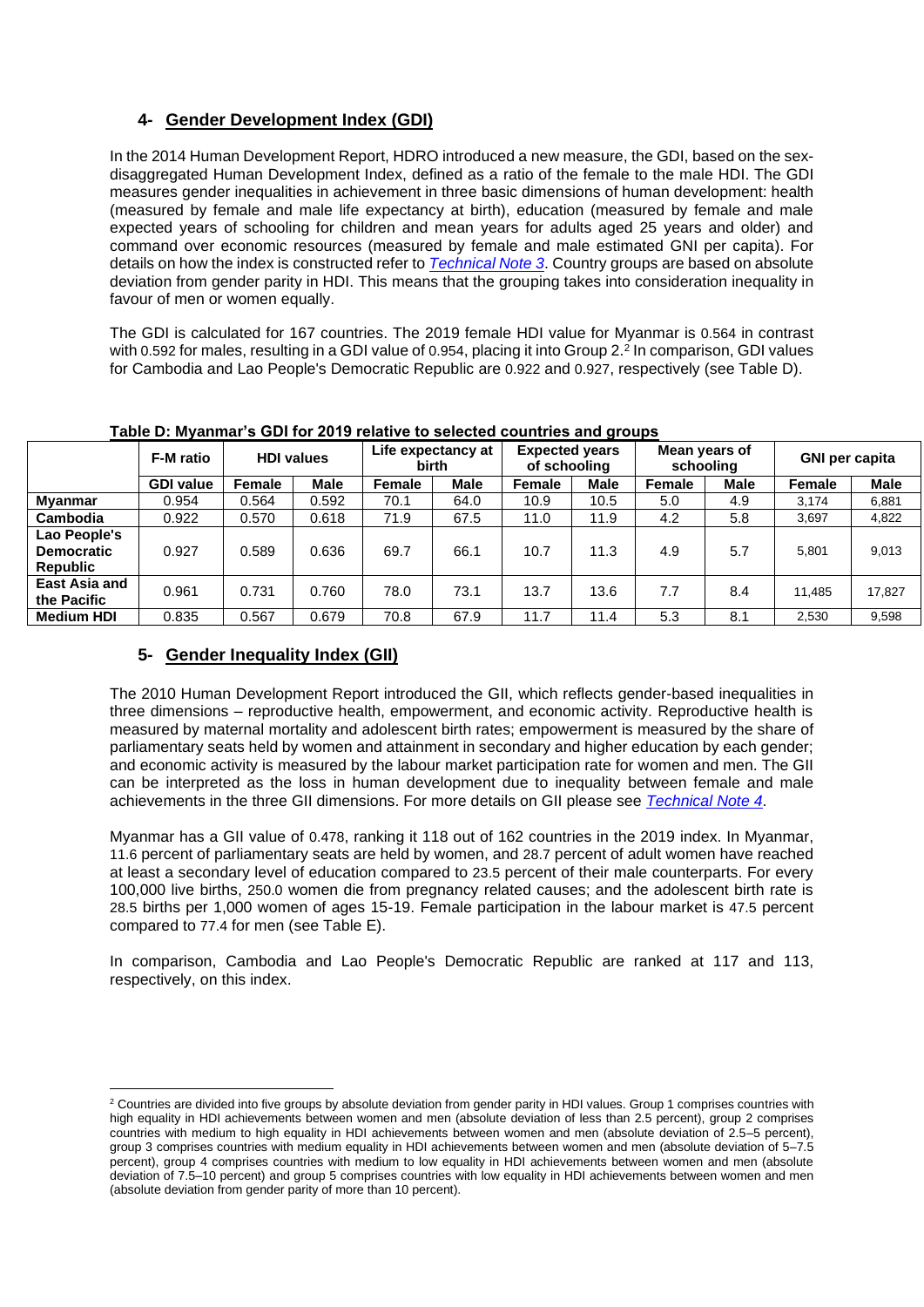## 4- Gender Development Index (GDI)

In the 2014 Human Development Report, HDRO introduced a new measure, the GDI, based on the sex-disaggregated Human Development Index, defined as a ratio of the female to the male HDI. The GDI measures gender inequalities in achievement in three basic dimensions of human development: health (measured by female and male life expectancy at birth), education (measured by female and male expected years of schooling for children and mean years for adults aged 25 years and older) and command over economic resources (measured by female and male estimated GNI per capita). For details on how the index is constructed refer to *Technical Note 3*. Country groups are based on absolute deviation from gender parity in HDI. This means that the grouping takes into consideration inequality in favour of men or women equally.

The GDI is calculated for 167 countries. The 2019 female HDI value for Myanmar is 0.564 in contrast with 0.592 for males, resulting in a GDI value of 0.954, placing it into Group 2.[2] In comparison, GDI values for Cambodia and Lao People's Democratic Republic are 0.922 and 0.927, respectively (see Table D).

**Table D: Myanmar's GDI for 2019 relative to selected countries and groups**

| | F-M ratio | HDI values | | Life expectancy at birth | | Expected years of schooling | | Mean years of schooling | | GNI per capita | |
|---|---|---|---|---|---|---|---|---|---|---|---|
| | GDI value | Female | Male | Female | Male | Female | Male | Female | Male | Female | Male |
| **Myanmar** | 0.954 | 0.564 | 0.592 | 70.1 | 64.0 | 10.9 | 10.5 | 5.0 | 4.9 | 3,174 | 6,881 |
| **Cambodia** | 0.922 | 0.570 | 0.618 | 71.9 | 67.5 | 11.0 | 11.9 | 4.2 | 5.8 | 3,697 | 4,822 |
| **Lao People's Democratic Republic** | 0.927 | 0.589 | 0.636 | 69.7 | 66.1 | 10.7 | 11.3 | 4.9 | 5.7 | 5,801 | 9,013 |
| **East Asia and the Pacific** | 0.961 | 0.731 | 0.760 | 78.0 | 73.1 | 13.7 | 13.6 | 7.7 | 8.4 | 11,485 | 17,827 |
| **Medium HDI** | 0.835 | 0.567 | 0.679 | 70.8 | 67.9 | 11.7 | 11.4 | 5.3 | 8.1 | 2,530 | 9,598 |

## 5- Gender Inequality Index (GII)

The 2010 Human Development Report introduced the GII, which reflects gender-based inequalities in three dimensions – reproductive health, empowerment, and economic activity. Reproductive health is measured by maternal mortality and adolescent birth rates; empowerment is measured by the share of parliamentary seats held by women and attainment in secondary and higher education by each gender; and economic activity is measured by the labour market participation rate for women and men. The GII can be interpreted as the loss in human development due to inequality between female and male achievements in the three GII dimensions. For more details on GII please see *Technical Note 4*.

Myanmar has a GII value of 0.478, ranking it 118 out of 162 countries in the 2019 index. In Myanmar, 11.6 percent of parliamentary seats are held by women, and 28.7 percent of adult women have reached at least a secondary level of education compared to 23.5 percent of their male counterparts. For every 100,000 live births, 250.0 women die from pregnancy related causes; and the adolescent birth rate is 28.5 births per 1,000 women of ages 15-19. Female participation in the labour market is 47.5 percent compared to 77.4 for men (see Table E).

In comparison, Cambodia and Lao People's Democratic Republic are ranked at 117 and 113, respectively, on this index.

---

[2] Countries are divided into five groups by absolute deviation from gender parity in HDI values. Group 1 comprises countries with high equality in HDI achievements between women and men (absolute deviation of less than 2.5 percent), group 2 comprises countries with medium to high equality in HDI achievements between women and men (absolute deviation of 2.5–5 percent), group 3 comprises countries with medium equality in HDI achievements between women and men (absolute deviation of 5–7.5 percent), group 4 comprises countries with medium to low equality in HDI achievements between women and men (absolute deviation of 7.5–10 percent) and group 5 comprises countries with low equality in HDI achievements between women and men (absolute deviation from gender parity of more than 10 percent).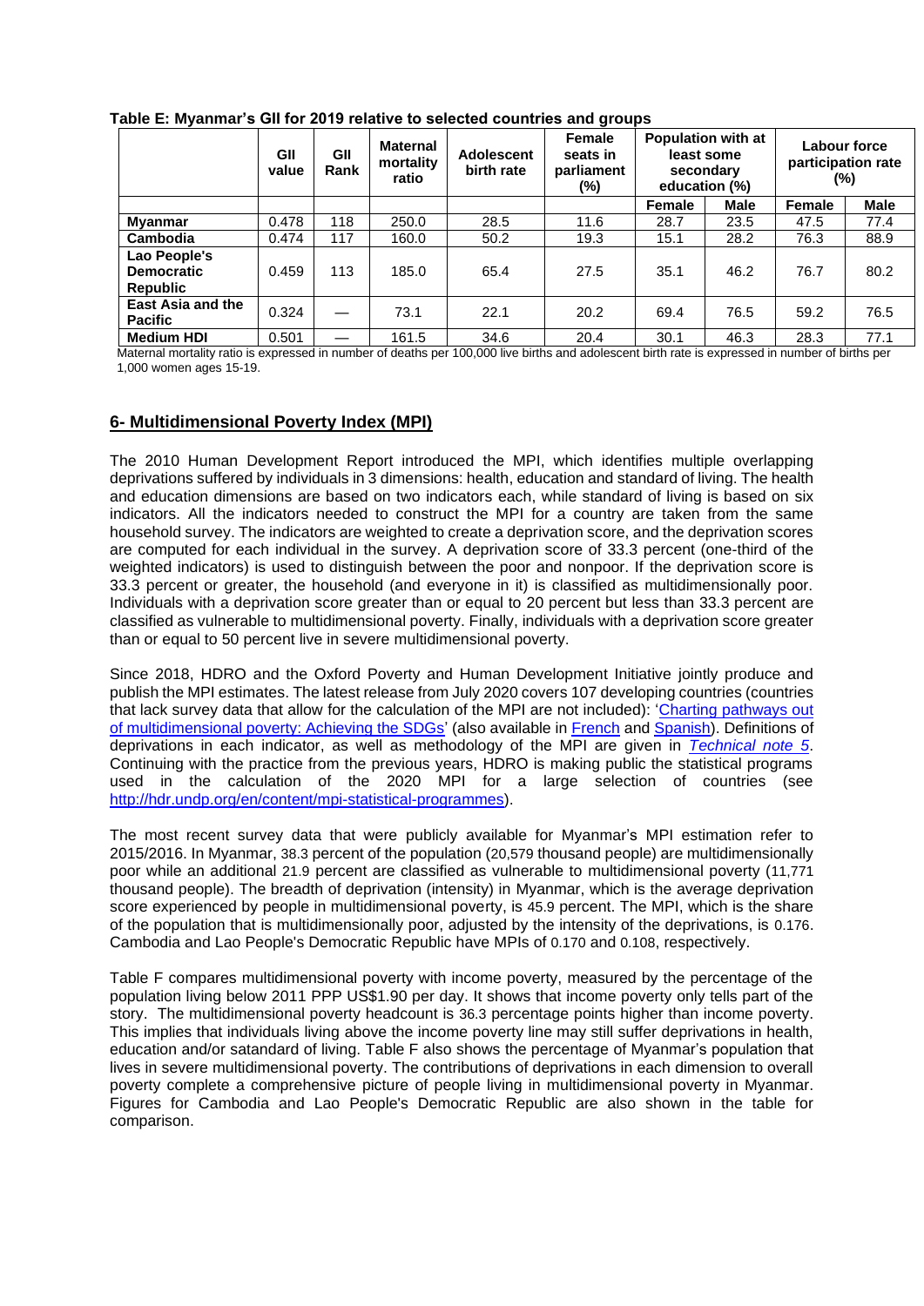**Table E: Myanmar's GII for 2019 relative to selected countries and groups**

| | GII value | GII Rank | Maternal mortality ratio | Adolescent birth rate | Female seats in parliament (%) | Population with at least some secondary education (%) | | Labour force participation rate (%) | |
|---|---|---|---|---|---|---|---|---|---|
| | | | | | | Female | Male | Female | Male |
| **Myanmar** | 0.478 | 118 | 250.0 | 28.5 | 11.6 | 28.7 | 23.5 | 47.5 | 77.4 |
| **Cambodia** | 0.474 | 117 | 160.0 | 50.2 | 19.3 | 15.1 | 28.2 | 76.3 | 88.9 |
| **Lao People's Democratic Republic** | 0.459 | 113 | 185.0 | 65.4 | 27.5 | 35.1 | 46.2 | 76.7 | 80.2 |
| **East Asia and the Pacific** | 0.324 | — | 73.1 | 22.1 | 20.2 | 69.4 | 76.5 | 59.2 | 76.5 |
| **Medium HDI** | 0.501 | — | 161.5 | 34.6 | 20.4 | 30.1 | 46.3 | 28.3 | 77.1 |

Maternal mortality ratio is expressed in number of deaths per 100,000 live births and adolescent birth rate is expressed in number of births per 1,000 women ages 15-19.

## 6- Multidimensional Poverty Index (MPI)

The 2010 Human Development Report introduced the MPI, which identifies multiple overlapping deprivations suffered by individuals in 3 dimensions: health, education and standard of living. The health and education dimensions are based on two indicators each, while standard of living is based on six indicators. All the indicators needed to construct the MPI for a country are taken from the same household survey. The indicators are weighted to create a deprivation score, and the deprivation scores are computed for each individual in the survey. A deprivation score of 33.3 percent (one-third of the weighted indicators) is used to distinguish between the poor and nonpoor. If the deprivation score is 33.3 percent or greater, the household (and everyone in it) is classified as multidimensionally poor. Individuals with a deprivation score greater than or equal to 20 percent but less than 33.3 percent are classified as vulnerable to multidimensional poverty. Finally, individuals with a deprivation score greater than or equal to 50 percent live in severe multidimensional poverty.

Since 2018, HDRO and the Oxford Poverty and Human Development Initiative jointly produce and publish the MPI estimates. The latest release from July 2020 covers 107 developing countries (countries that lack survey data that allow for the calculation of the MPI are not included): 'Charting pathways out of multidimensional poverty: Achieving the SDGs' (also available in French and Spanish). Definitions of deprivations in each indicator, as well as methodology of the MPI are given in *Technical note 5*. Continuing with the practice from the previous years, HDRO is making public the statistical programs used in the calculation of the 2020 MPI for a large selection of countries (see http://hdr.undp.org/en/content/mpi-statistical-programmes).

The most recent survey data that were publicly available for Myanmar's MPI estimation refer to 2015/2016. In Myanmar, 38.3 percent of the population (20,579 thousand people) are multidimensionally poor while an additional 21.9 percent are classified as vulnerable to multidimensional poverty (11,771 thousand people). The breadth of deprivation (intensity) in Myanmar, which is the average deprivation score experienced by people in multidimensional poverty, is 45.9 percent. The MPI, which is the share of the population that is multidimensionally poor, adjusted by the intensity of the deprivations, is 0.176. Cambodia and Lao People's Democratic Republic have MPIs of 0.170 and 0.108, respectively.

Table F compares multidimensional poverty with income poverty, measured by the percentage of the population living below 2011 PPP US$1.90 per day. It shows that income poverty only tells part of the story. The multidimensional poverty headcount is 36.3 percentage points higher than income poverty. This implies that individuals living above the income poverty line may still suffer deprivations in health, education and/or satandard of living. Table F also shows the percentage of Myanmar's population that lives in severe multidimensional poverty. The contributions of deprivations in each dimension to overall poverty complete a comprehensive picture of people living in multidimensional poverty in Myanmar. Figures for Cambodia and Lao People's Democratic Republic are also shown in the table for comparison.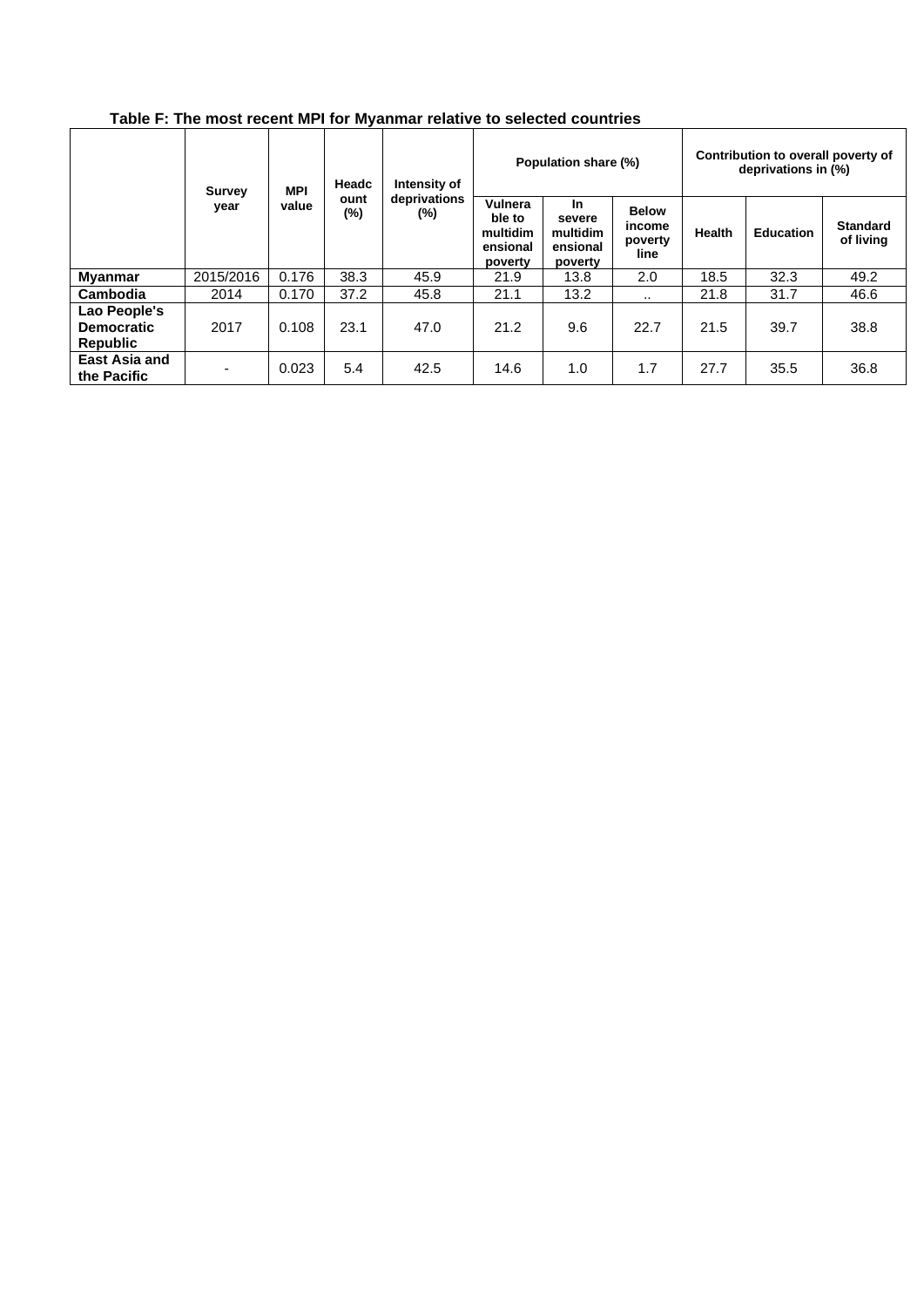**Table F: The most recent MPI for Myanmar relative to selected countries**

| | Survey year | MPI value | Headcount (%) | Intensity of deprivations (%) | Population share (%) | | | Contribution to overall poverty of deprivations in (%) | | |
|---|---|---|---|---|---|---|---|---|---|---|
| | | | | | Vulnerable to multidimensional poverty | In severe multidimensional poverty | Below income poverty line | Health | Education | Standard of living |
| **Myanmar** | 2015/2016 | 0.176 | 38.3 | 45.9 | 21.9 | 13.8 | 2.0 | 18.5 | 32.3 | 49.2 |
| **Cambodia** | 2014 | 0.170 | 37.2 | 45.8 | 21.1 | 13.2 | .. | 21.8 | 31.7 | 46.6 |
| **Lao People's Democratic Republic** | 2017 | 0.108 | 23.1 | 47.0 | 21.2 | 9.6 | 22.7 | 21.5 | 39.7 | 38.8 |
| **East Asia and the Pacific** | - | 0.023 | 5.4 | 42.5 | 14.6 | 1.0 | 1.7 | 27.7 | 35.5 | 36.8 |